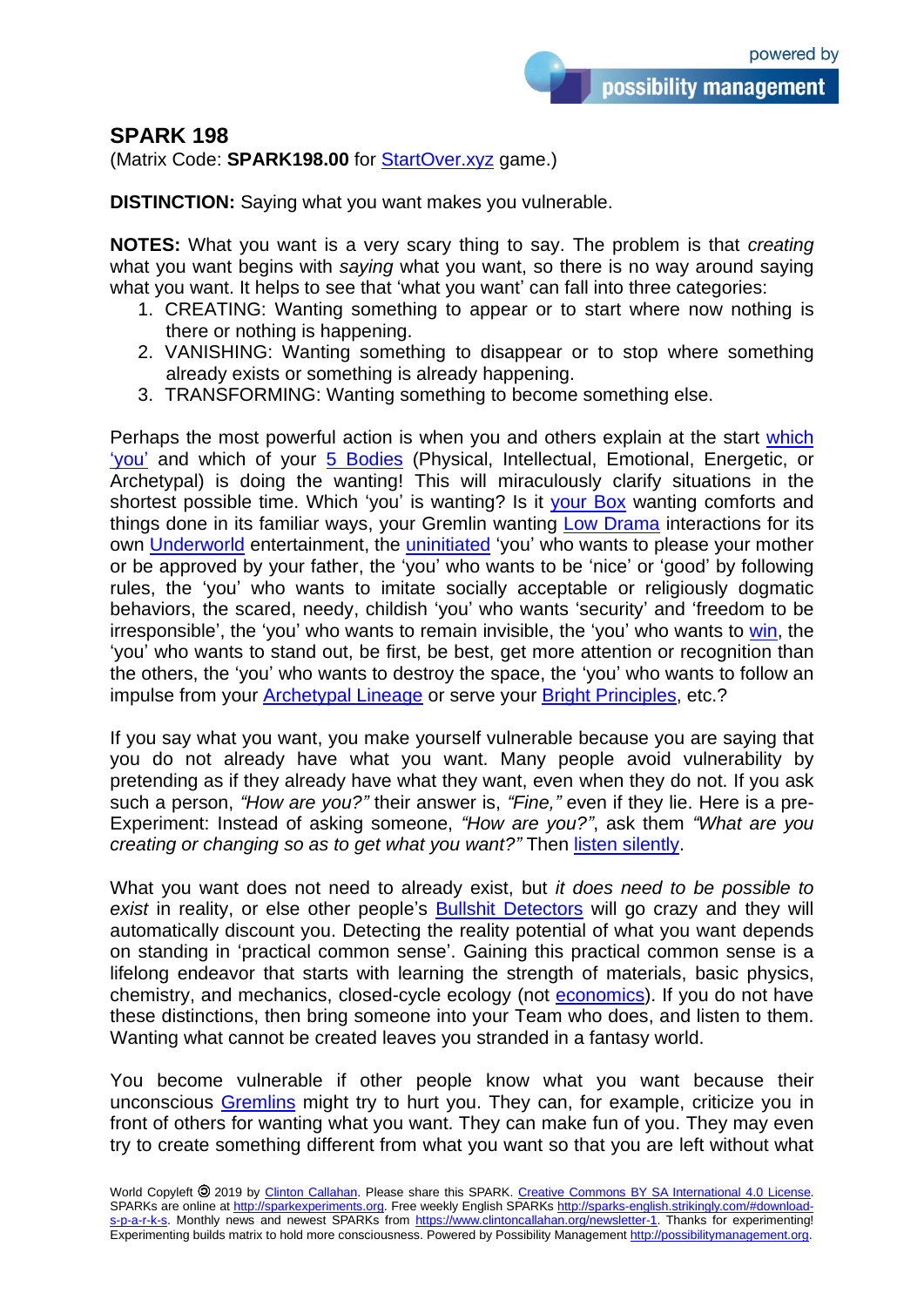## SPARK 198

(Matrix Code: **SPARK198.00** for StartOver.xyz game.)

**DISTINCTION:** Saying what you want makes you vulnerable.

**NOTES:** What you want is a very scary thing to say. The problem is that *creating* what you want begins with *saying* what you want, so there is no way around saying what you want. It helps to see that 'what you want' can fall into three categories:

1. CREATING: Wanting something to appear or to start where now nothing is there or nothing is happening.
2. VANISHING: Wanting something to disappear or to stop where something already exists or something is already happening.
3. TRANSFORMING: Wanting something to become something else.

Perhaps the most powerful action is when you and others explain at the start which 'you' and which of your 5 Bodies (Physical, Intellectual, Emotional, Energetic, or Archetypal) is doing the wanting! This will miraculously clarify situations in the shortest possible time. Which 'you' is wanting? Is it your Box wanting comforts and things done in its familiar ways, your Gremlin wanting Low Drama interactions for its own Underworld entertainment, the uninitiated 'you' who wants to please your mother or be approved by your father, the 'you' who wants to be 'nice' or 'good' by following rules, the 'you' who wants to imitate socially acceptable or religiously dogmatic behaviors, the scared, needy, childish 'you' who wants 'security' and 'freedom to be irresponsible', the 'you' who wants to remain invisible, the 'you' who wants to win, the 'you' who wants to stand out, be first, be best, get more attention or recognition than the others, the 'you' who wants to destroy the space, the 'you' who wants to follow an impulse from your Archetypal Lineage or serve your Bright Principles, etc.?

If you say what you want, you make yourself vulnerable because you are saying that you do not already have what you want. Many people avoid vulnerability by pretending as if they already have what they want, even when they do not. If you ask such a person, *"How are you?"* their answer is, *"Fine,"* even if they lie. Here is a pre-Experiment: Instead of asking someone, *"How are you?"*, ask them *"What are you creating or changing so as to get what you want?"* Then listen silently.

What you want does not need to already exist, but *it does need to be possible to exist* in reality, or else other people's Bullshit Detectors will go crazy and they will automatically discount you. Detecting the reality potential of what you want depends on standing in 'practical common sense'. Gaining this practical common sense is a lifelong endeavor that starts with learning the strength of materials, basic physics, chemistry, and mechanics, closed-cycle ecology (not economics). If you do not have these distinctions, then bring someone into your Team who does, and listen to them. Wanting what cannot be created leaves you stranded in a fantasy world.

You become vulnerable if other people know what you want because their unconscious Gremlins might try to hurt you. They can, for example, criticize you in front of others for wanting what you want. They can make fun of you. They may even try to create something different from what you want so that you are left without what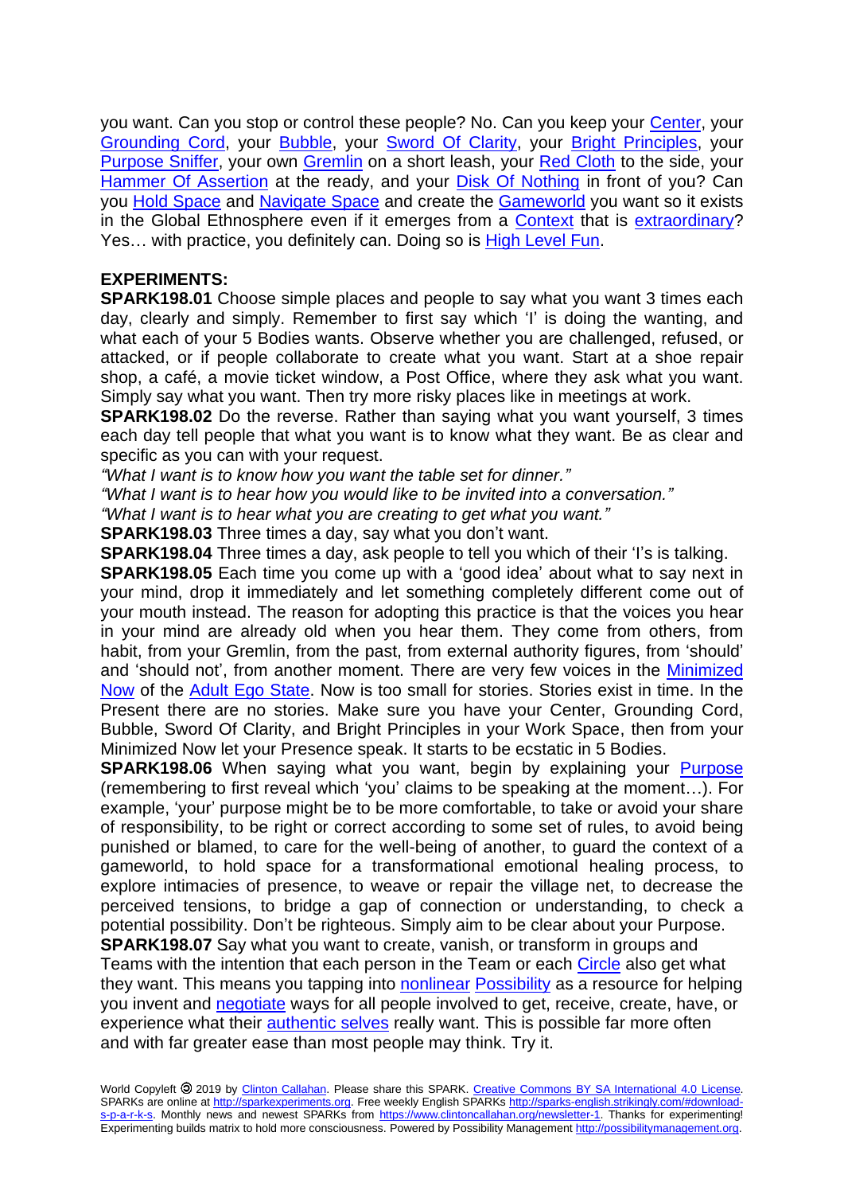you want. Can you stop or control these people? No. Can you keep your Center, your Grounding Cord, your Bubble, your Sword Of Clarity, your Bright Principles, your Purpose Sniffer, your own Gremlin on a short leash, your Red Cloth to the side, your Hammer Of Assertion at the ready, and your Disk Of Nothing in front of you? Can you Hold Space and Navigate Space and create the Gameworld you want so it exists in the Global Ethnosphere even if it emerges from a Context that is extraordinary? Yes… with practice, you definitely can. Doing so is High Level Fun.

**EXPERIMENTS:**

**SPARK198.01** Choose simple places and people to say what you want 3 times each day, clearly and simply. Remember to first say which 'I' is doing the wanting, and what each of your 5 Bodies wants. Observe whether you are challenged, refused, or attacked, or if people collaborate to create what you want. Start at a shoe repair shop, a café, a movie ticket window, a Post Office, where they ask what you want. Simply say what you want. Then try more risky places like in meetings at work.

**SPARK198.02** Do the reverse. Rather than saying what you want yourself, 3 times each day tell people that what you want is to know what they want. Be as clear and specific as you can with your request.

*"What I want is to know how you want the table set for dinner."*

*"What I want is to hear how you would like to be invited into a conversation."*

*"What I want is to hear what you are creating to get what you want."*

**SPARK198.03** Three times a day, say what you don't want.

**SPARK198.04** Three times a day, ask people to tell you which of their 'I's is talking.

**SPARK198.05** Each time you come up with a 'good idea' about what to say next in your mind, drop it immediately and let something completely different come out of your mouth instead. The reason for adopting this practice is that the voices you hear in your mind are already old when you hear them. They come from others, from habit, from your Gremlin, from the past, from external authority figures, from 'should' and 'should not', from another moment. There are very few voices in the Minimized Now of the Adult Ego State. Now is too small for stories. Stories exist in time. In the Present there are no stories. Make sure you have your Center, Grounding Cord, Bubble, Sword Of Clarity, and Bright Principles in your Work Space, then from your Minimized Now let your Presence speak. It starts to be ecstatic in 5 Bodies.

**SPARK198.06** When saying what you want, begin by explaining your Purpose (remembering to first reveal which 'you' claims to be speaking at the moment…). For example, 'your' purpose might be to be more comfortable, to take or avoid your share of responsibility, to be right or correct according to some set of rules, to avoid being punished or blamed, to care for the well-being of another, to guard the context of a gameworld, to hold space for a transformational emotional healing process, to explore intimacies of presence, to weave or repair the village net, to decrease the perceived tensions, to bridge a gap of connection or understanding, to check a potential possibility. Don't be righteous. Simply aim to be clear about your Purpose.

**SPARK198.07** Say what you want to create, vanish, or transform in groups and Teams with the intention that each person in the Team or each Circle also get what they want. This means you tapping into nonlinear Possibility as a resource for helping you invent and negotiate ways for all people involved to get, receive, create, have, or experience what their authentic selves really want. This is possible far more often and with far greater ease than most people may think. Try it.

World Copyleft 🄯 2019 by Clinton Callahan. Please share this SPARK. Creative Commons BY SA International 4.0 License. SPARKs are online at http://sparkexperiments.org. Free weekly English SPARKs http://sparks-english.strikingly.com/#download-s-p-a-r-k-s. Monthly news and newest SPARKs from https://www.clintoncallahan.org/newsletter-1. Thanks for experimenting! Experimenting builds matrix to hold more consciousness. Powered by Possibility Management http://possibilitymanagement.org.